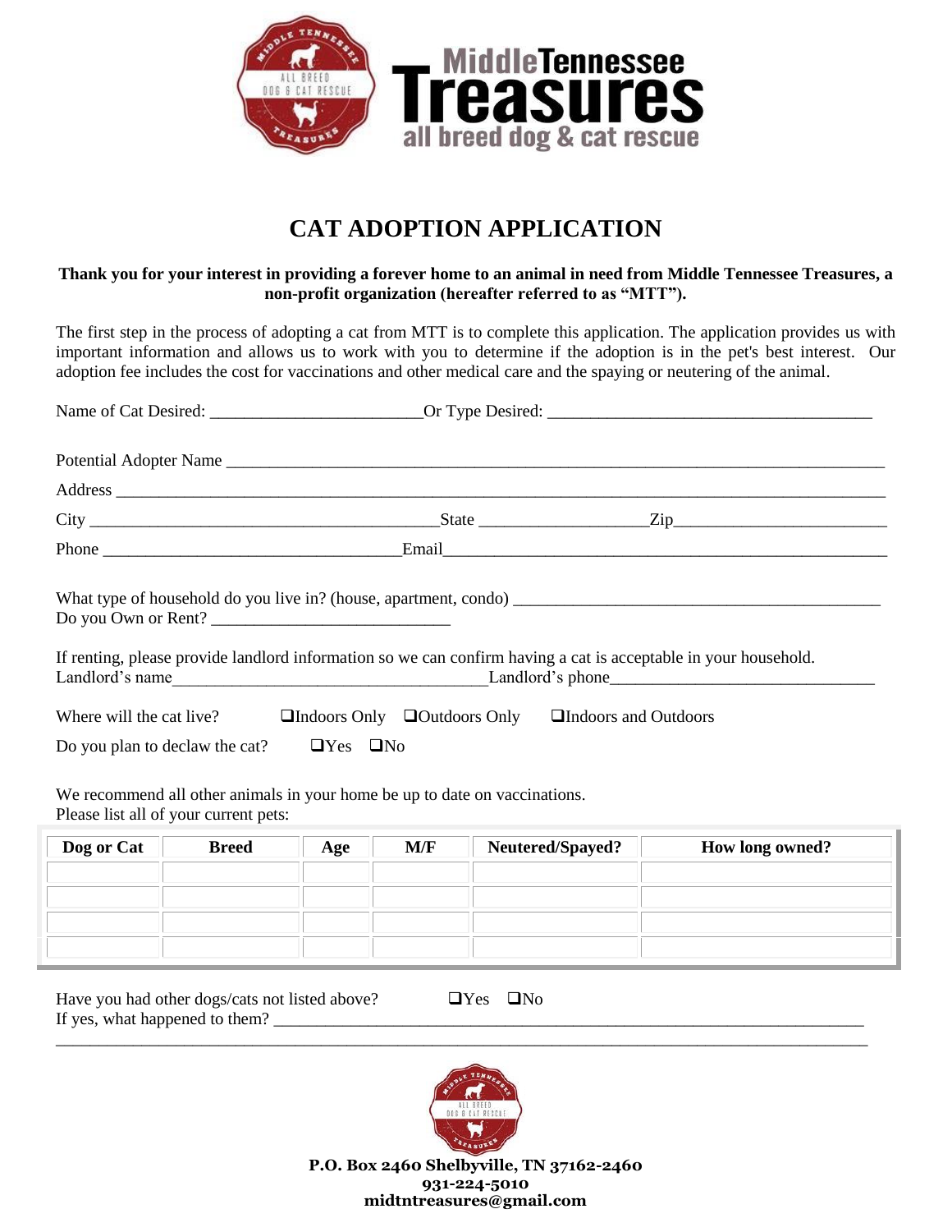MiddleTennessee **Treasures** all breed dog & cat rescue

# CAT ADOPTION APPLICATION

**Thank you for your interest in providing a forever home to an animal in need from Middle Tennessee Treasures, a non-profit organization (hereafter referred to as "MTT").**

The first step in the process of adopting a cat from MTT is to complete this application. The application provides us with important information and allows us to work with you to determine if the adoption is in the pet's best interest. Our adoption fee includes the cost for vaccinations and other medical care and the spaying or neutering of the animal.

Name of Cat Desired: ________________________Or Type Desired: _____________________________________

Potential Adopter Name ____________________________________________________________________________

Address _____________________________________________________________________________________

City ________________________________________State ___________________Zip________________________

Phone __________________________________Email___________________________________________________

What type of household do you live in? (house, apartment, condo) __________________________________________
Do you Own or Rent? ____________________________

If renting, please provide landlord information so we can confirm having a cat is acceptable in your household.
Landlord's name____________________________________Landlord's phone______________________________

Where will the cat live? ❑Indoors Only ❑Outdoors Only ❑Indoors and Outdoors

Do you plan to declaw the cat? ❑Yes ❑No

We recommend all other animals in your home be up to date on vaccinations.
Please list all of your current pets:

| Dog or Cat | Breed | Age | M/F | Neutered/Spayed? | How long owned? |
|---|---|---|---|---|---|
| | | | | | |
| | | | | | |
| | | | | | |
| | | | | | |

Have you had other dogs/cats not listed above? ❑Yes ❑No
If yes, what happened to them? _______________________________________________________________________
_____________________________________________________________________________________________

**P.O. Box 2460 Shelbyville, TN 37162-2460**
**931-224-5010**
**midtntreasures@gmail.com**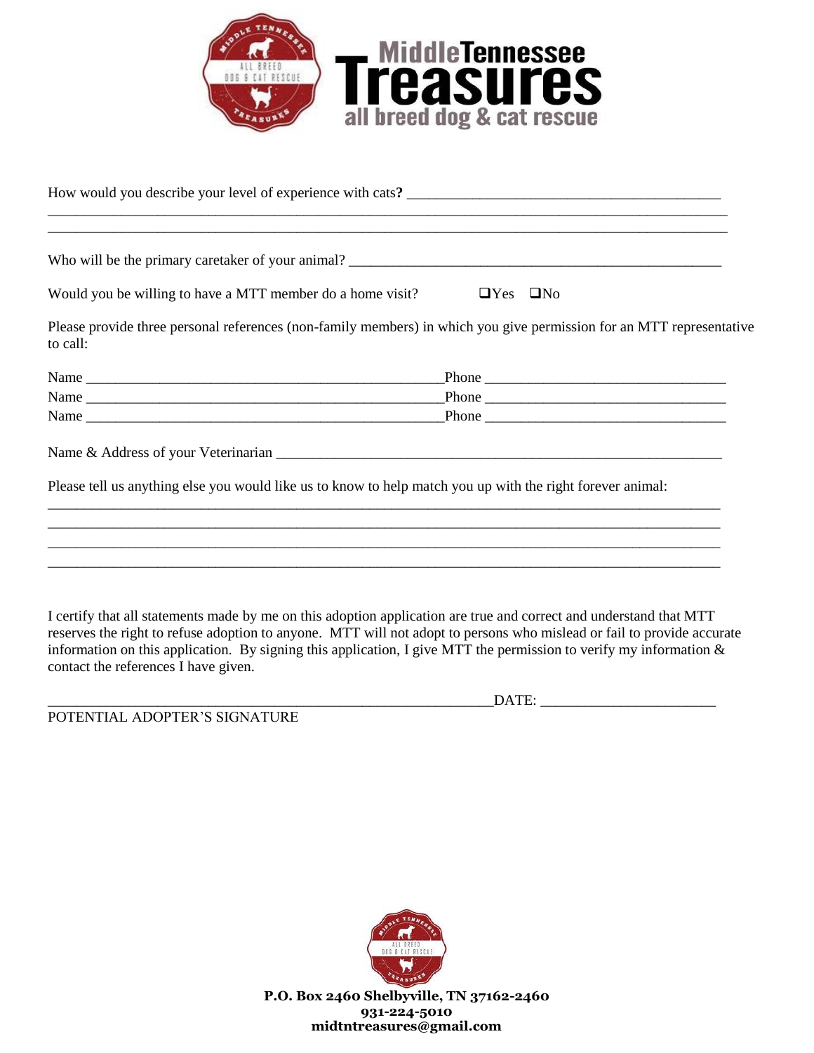# Middle Tennessee Treasures
all breed dog & cat rescue

How would you describe your level of experience with cats? ____________________________________________

______________________________________________________________________________________________

______________________________________________________________________________________________

Who will be the primary caretaker of your animal? ______________________________________________________

Would you be willing to have a MTT member do a home visit? ❑Yes ❑No

Please provide three personal references (non-family members) in which you give permission for an MTT representative to call:

Name __________________________________________________ Phone __________________________________

Name __________________________________________________ Phone __________________________________

Name __________________________________________________ Phone __________________________________

Name & Address of your Veterinarian ______________________________________________________________

Please tell us anything else you would like us to know to help match you up with the right forever animal:

______________________________________________________________________________________________

______________________________________________________________________________________________

______________________________________________________________________________________________

______________________________________________________________________________________________

I certify that all statements made by me on this adoption application are true and correct and understand that MTT reserves the right to refuse adoption to anyone. MTT will not adopt to persons who mislead or fail to provide accurate information on this application. By signing this application, I give MTT the permission to verify my information & contact the references I have given.

______________________________________________________________ DATE: ________________________

POTENTIAL ADOPTER'S SIGNATURE

**P.O. Box 2460 Shelbyville, TN 37162-2460**
**931-224-5010**
**midtntreasures@gmail.com**